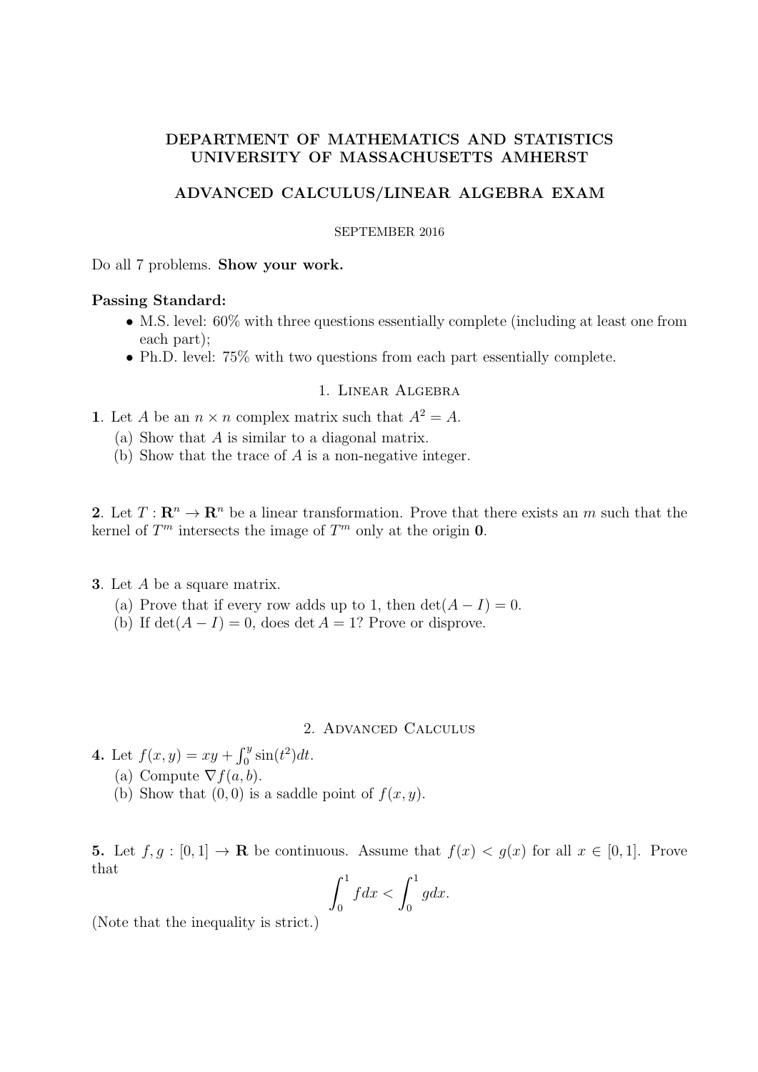**DEPARTMENT OF MATHEMATICS AND STATISTICS**
**UNIVERSITY OF MASSACHUSETTS AMHERST**

**ADVANCED CALCULUS/LINEAR ALGEBRA EXAM**

SEPTEMBER 2016

Do all 7 problems. **Show your work.**

**Passing Standard:**

- M.S. level: 60% with three questions essentially complete (including at least one from each part);
- Ph.D. level: 75% with two questions from each part essentially complete.

## 1. Linear Algebra

**1**. Let $A$ be an $n \times n$ complex matrix such that $A^2 = A$.

(a) Show that $A$ is similar to a diagonal matrix.

(b) Show that the trace of $A$ is a non-negative integer.

**2**. Let $T : \mathbf{R}^n \to \mathbf{R}^n$ be a linear transformation. Prove that there exists an $m$ such that the kernel of $T^m$ intersects the image of $T^m$ only at the origin $\mathbf{0}$.

**3**. Let $A$ be a square matrix.

(a) Prove that if every row adds up to 1, then $\det(A - I) = 0$.

(b) If $\det(A - I) = 0$, does $\det A = 1$? Prove or disprove.

## 2. Advanced Calculus

**4.** Let $f(x, y) = xy + \int_0^y \sin(t^2)dt$.

(a) Compute $\nabla f(a, b)$.

(b) Show that $(0, 0)$ is a saddle point of $f(x, y)$.

**5.** Let $f, g : [0, 1] \to \mathbf{R}$ be continuous. Assume that $f(x) < g(x)$ for all $x \in [0, 1]$. Prove that

$$\int_0^1 f dx < \int_0^1 g dx.$$

(Note that the inequality is strict.)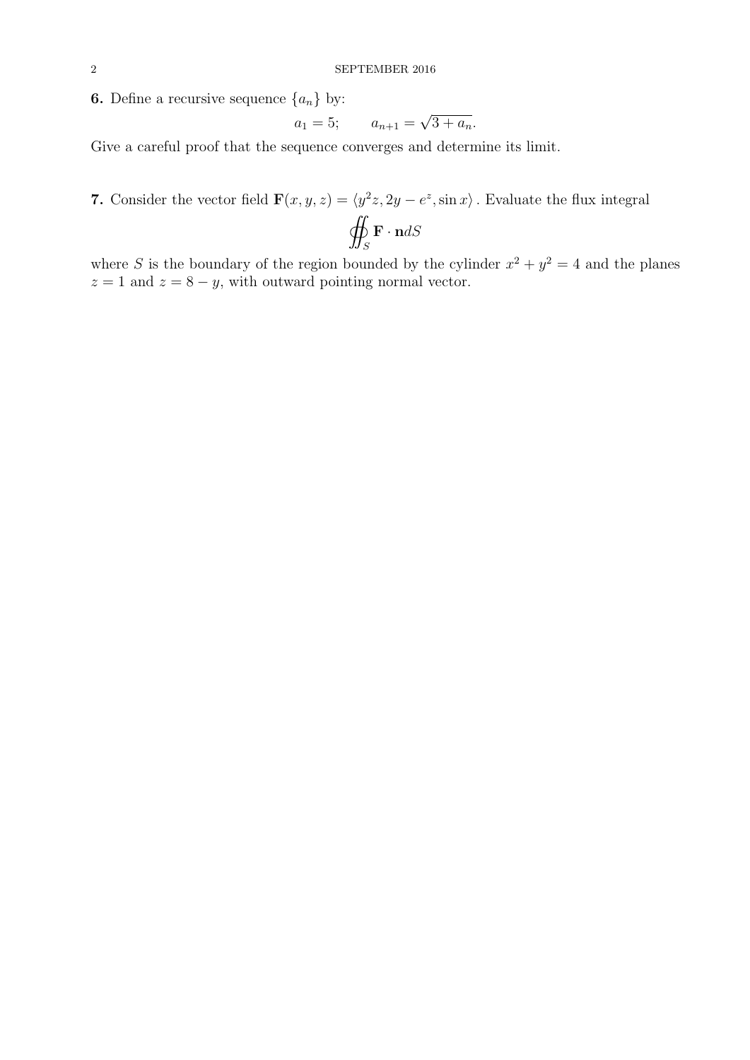**6.** Define a recursive sequence $\{a_n\}$ by:

$$a_1 = 5; \qquad a_{n+1} = \sqrt{3 + a_n}.$$

Give a careful proof that the sequence converges and determine its limit.

**7.** Consider the vector field $\mathbf{F}(x, y, z) = \langle y^2 z, 2y - e^z, \sin x \rangle$. Evaluate the flux integral

$$\oiint_S \mathbf{F} \cdot \mathbf{n} dS$$

where $S$ is the boundary of the region bounded by the cylinder $x^2 + y^2 = 4$ and the planes $z = 1$ and $z = 8 - y$, with outward pointing normal vector.